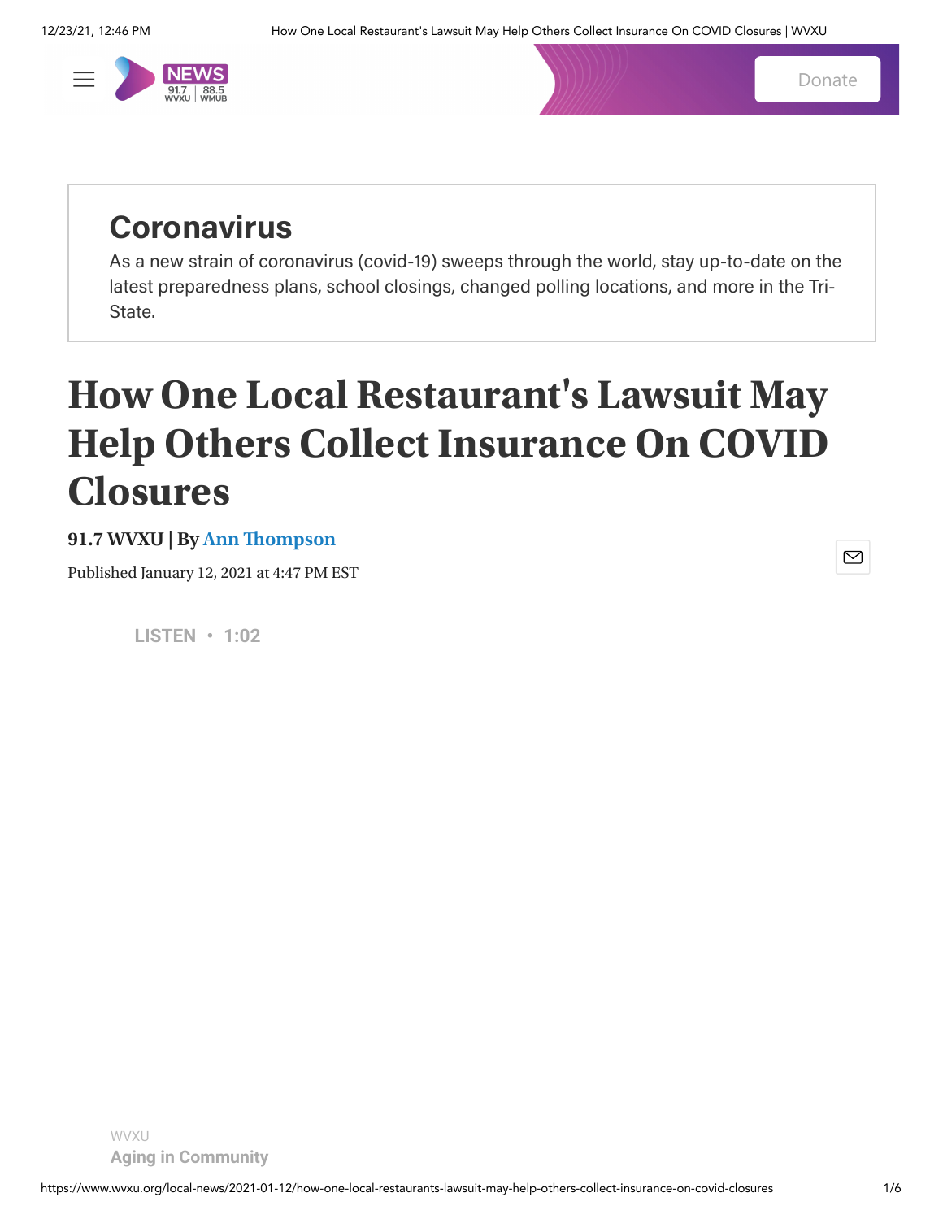## Coronavirus

As a new strain of coronavirus (covid-19) sweeps through the world, stay up-to-date on the latest preparedness plans, school closings, changed polling locations, and more in the Tri-State.

# How One Local Restaurant's Lawsuit May Help Others Collect Insurance On COVID Closures

**91.7 WVXU | By Ann Thompson**

Published January 12, 2021 at 4:47 PM EST

LISTEN • 1:02

WVXU

Aging in Community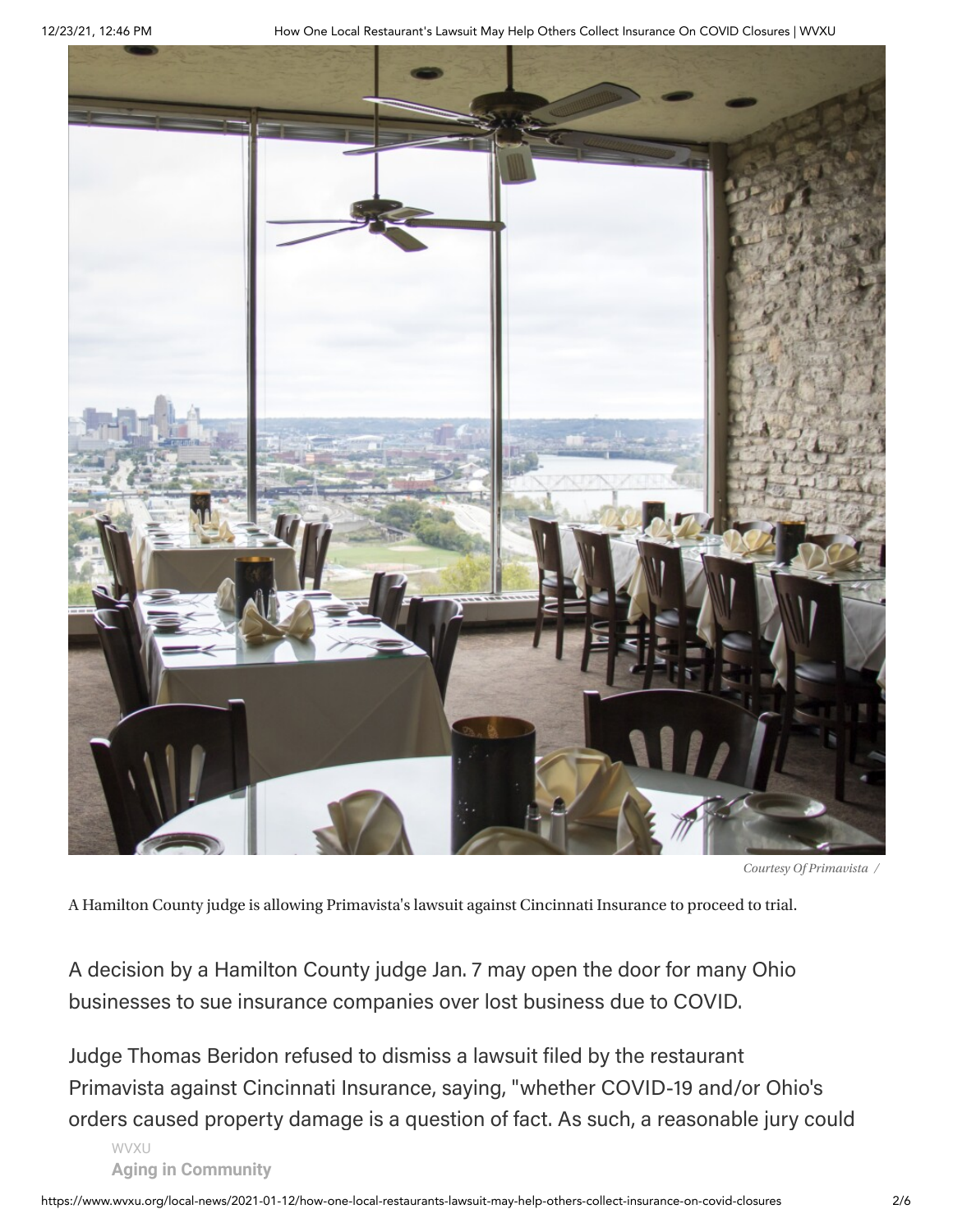*Courtesy Of Primavista /*

A Hamilton County judge is allowing Primavista's lawsuit against Cincinnati Insurance to proceed to trial.

A decision by a Hamilton County judge Jan. 7 may open the door for many Ohio businesses to sue insurance companies over lost business due to COVID.

Judge Thomas Beridon refused to dismiss a lawsuit filed by the restaurant Primavista against Cincinnati Insurance, saying, "whether COVID-19 and/or Ohio's orders caused property damage is a question of fact. As such, a reasonable jury could

WVXU

**Aging in Community**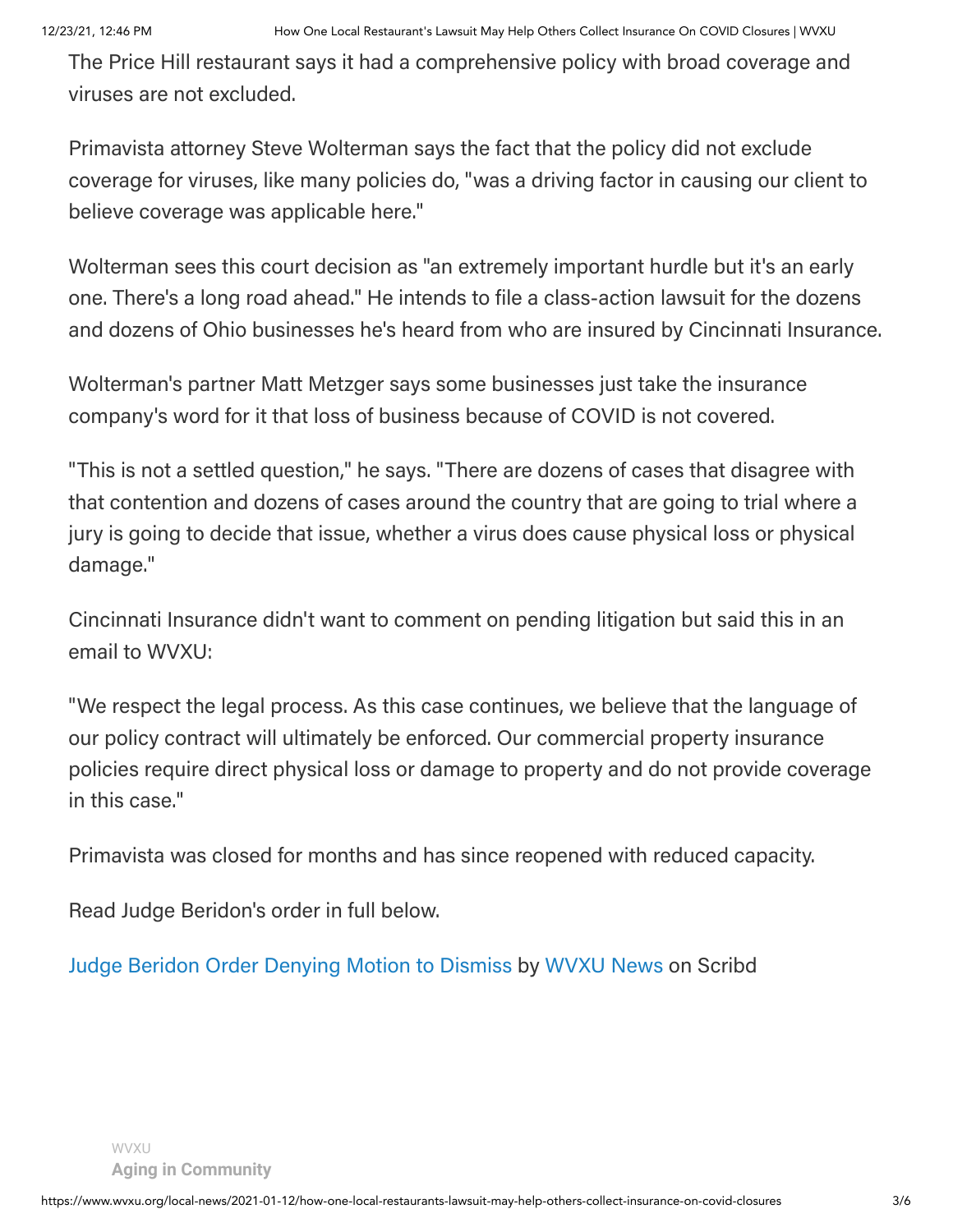The Price Hill restaurant says it had a comprehensive policy with broad coverage and viruses are not excluded.

Primavista attorney Steve Wolterman says the fact that the policy did not exclude coverage for viruses, like many policies do, "was a driving factor in causing our client to believe coverage was applicable here."

Wolterman sees this court decision as "an extremely important hurdle but it's an early one. There's a long road ahead." He intends to file a class-action lawsuit for the dozens and dozens of Ohio businesses he's heard from who are insured by Cincinnati Insurance.

Wolterman's partner Matt Metzger says some businesses just take the insurance company's word for it that loss of business because of COVID is not covered.

"This is not a settled question," he says. "There are dozens of cases that disagree with that contention and dozens of cases around the country that are going to trial where a jury is going to decide that issue, whether a virus does cause physical loss or physical damage."

Cincinnati Insurance didn't want to comment on pending litigation but said this in an email to WVXU:

"We respect the legal process. As this case continues, we believe that the language of our policy contract will ultimately be enforced. Our commercial property insurance policies require direct physical loss or damage to property and do not provide coverage in this case."

Primavista was closed for months and has since reopened with reduced capacity.

Read Judge Beridon's order in full below.

Judge Beridon Order Denying Motion to Dismiss by WVXU News on Scribd

WVXU

**Aging in Community**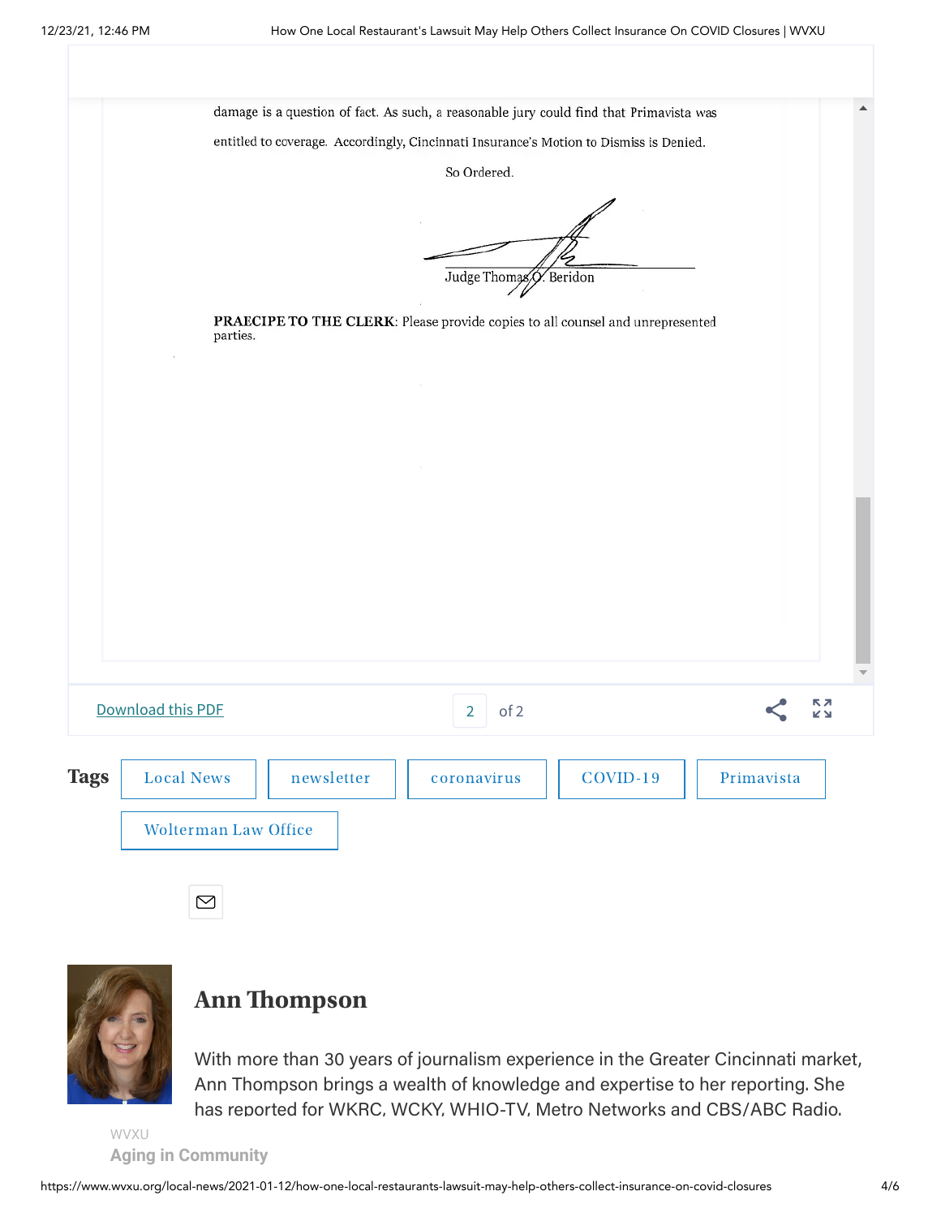damage is a question of fact. As such, a reasonable jury could find that Primavista was entitled to coverage. Accordingly, Cincinnati Insurance's Motion to Dismiss is Denied.

So Ordered.

Judge Thomas O. Beridon

**PRAECIPE TO THE CLERK**: Please provide copies to all counsel and unrepresented parties.

Download this PDF

2 of 2

**Tags** Local News newsletter coronavirus COVID-19 Primavista Wolterman Law Office

## Ann Thompson

With more than 30 years of journalism experience in the Greater Cincinnati market, Ann Thompson brings a wealth of knowledge and expertise to her reporting. She has reported for WKRC, WCKY, WHIO-TV, Metro Networks and CBS/ABC Radio.

WVXU

Aging in Community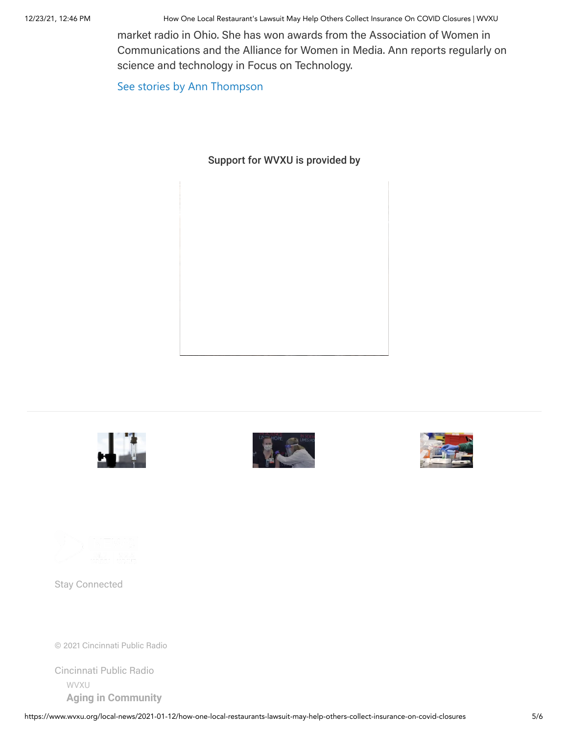market radio in Ohio. She has won awards from the Association of Women in Communications and the Alliance for Women in Media. Ann reports regularly on science and technology in Focus on Technology.

See stories by Ann Thompson

Support for WVXU is provided by

Stay Connected

© 2021 Cincinnati Public Radio

Cincinnati Public Radio

WVXU

**Aging in Community**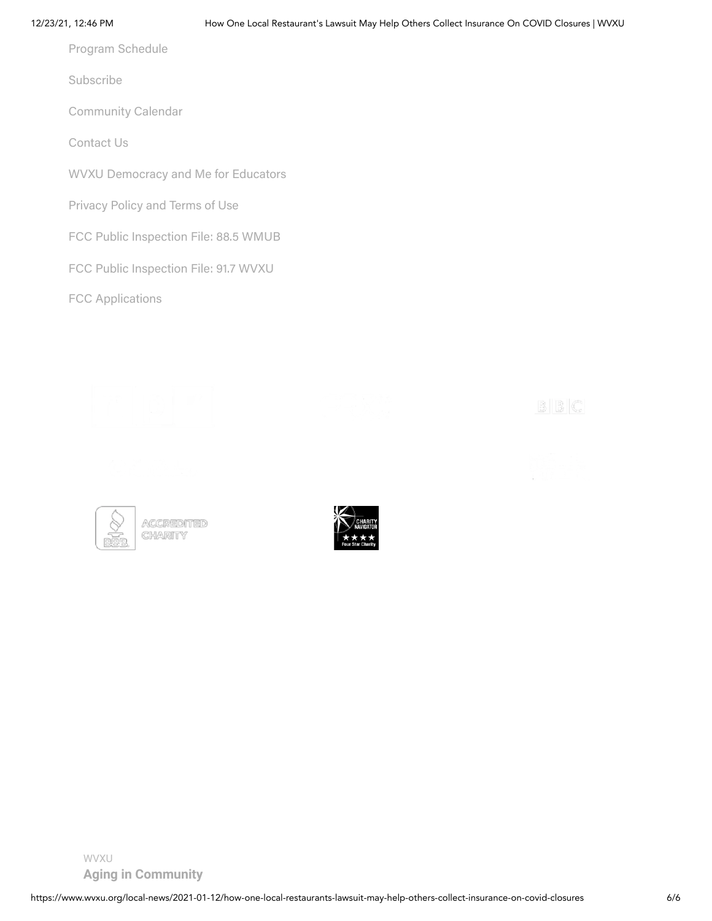Program Schedule

Subscribe

Community Calendar

Contact Us

WVXU Democracy and Me for Educators

Privacy Policy and Terms of Use

FCC Public Inspection File: 88.5 WMUB

FCC Public Inspection File: 91.7 WVXU

FCC Applications

BBC

ACCREDITED CHARITY

CHARITY NAVIGATOR ★★★★ Four Star Charity

WVXU

**Aging in Community**